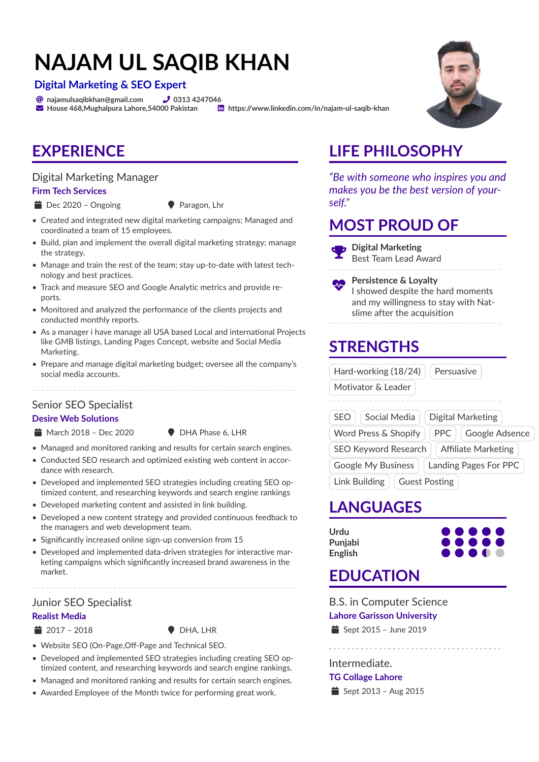# NAJAM UL SAQIB KHAN

**Digital Marketing & SEO Expert**

najamulsaqibkhan@gmail.com | 0313 4247046
House 468,Mughalpura Lahore,54000 Pakistan | https://www.linkedin.com/in/najam-ul-saqib-khan

## EXPERIENCE

### Digital Marketing Manager
**Firm Tech Services**
Dec 2020 – Ongoing | Paragon, Lhr

- Created and integrated new digital marketing campaigns; Managed and coordinated a team of 15 employees.
- Build, plan and implement the overall digital marketing strategy; manage the strategy.
- Manage and train the rest of the team; stay up-to-date with latest technology and best practices.
- Track and measure SEO and Google Analytic metrics and provide reports.
- Monitored and analyzed the performance of the clients projects and conducted monthly reports.
- As a manager i have manage all USA based Local and international Projects like GMB listings, Landing Pages Concept, website and Social Media Marketing.
- Prepare and manage digital marketing budget; oversee all the company's social media accounts.

### Senior SEO Specialist
**Desire Web Solutions**
March 2018 – Dec 2020 | DHA Phase 6, LHR

- Managed and monitored ranking and results for certain search engines.
- Conducted SEO research and optimized existing web content in accordance with research.
- Developed and implemented SEO strategies including creating SEO optimized content, and researching keywords and search engine rankings
- Developed marketing content and assisted in link building.
- Developed a new content strategy and provided continuous feedback to the managers and web development team.
- Significantly increased online sign-up conversion from 15
- Developed and implemented data-driven strategies for interactive marketing campaigns which significantly increased brand awareness in the market.

### Junior SEO Specialist
**Realist Media**
2017 – 2018 | DHA, LHR

- Website SEO (On-Page,Off-Page and Technical SEO.
- Developed and implemented SEO strategies including creating SEO optimized content, and researching keywords and search engine rankings.
- Managed and monitored ranking and results for certain search engines.
- Awarded Employee of the Month twice for performing great work.

## LIFE PHILOSOPHY

*"Be with someone who inspires you and makes you be the best version of yourself."*

## MOST PROUD OF

**Digital Marketing**
Best Team Lead Award

**Persistence & Loyalty**
I showed despite the hard moments and my willingness to stay with Natslime after the acquisition

## STRENGTHS

Hard-working (18/24) | Persuasive | Motivator & Leader

SEO | Social Media | Digital Marketing | Word Press & Shopify | PPC | Google Adsence | SEO Keyword Research | Affiliate Marketing | Google My Business | Landing Pages For PPC | Link Building | Guest Posting

## LANGUAGES

- **Urdu** — 5/5
- **Punjabi** — 5/5
- **English** — 3.5/5

## EDUCATION

### B.S. in Computer Science
**Lahore Garisson University**
Sept 2015 – June 2019

### Intermediate.
**TG Collage Lahore**
Sept 2013 – Aug 2015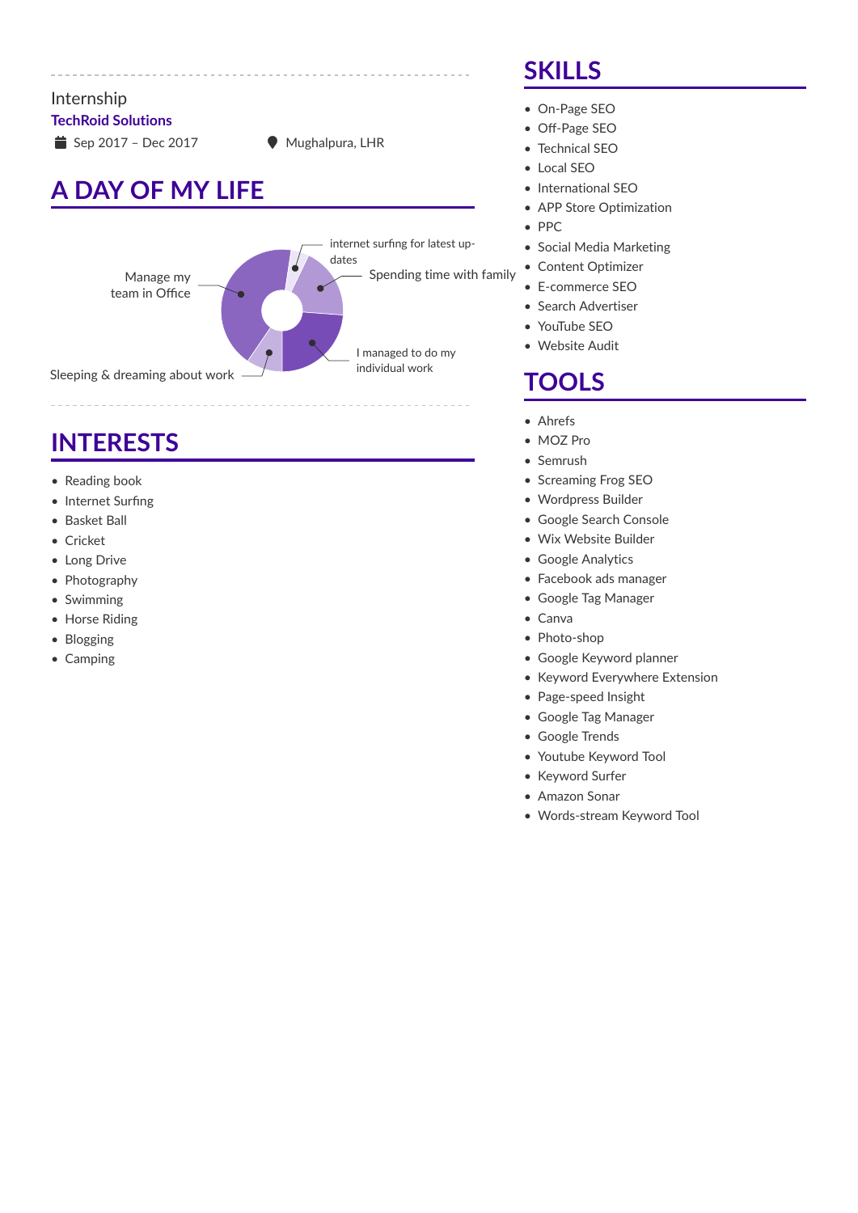Internship

**TechRoid Solutions**

Sep 2017 – Dec 2017    Mughalpura, LHR

## A DAY OF MY LIFE

internet surfing for latest up-dates

Spending time with family

I managed to do my individual work

Sleeping & dreaming about work

Manage my team in Office

## INTERESTS

- Reading book
- Internet Surfing
- Basket Ball
- Cricket
- Long Drive
- Photography
- Swimming
- Horse Riding
- Blogging
- Camping

## SKILLS

- On-Page SEO
- Off-Page SEO
- Technical SEO
- Local SEO
- International SEO
- APP Store Optimization
- PPC
- Social Media Marketing
- Content Optimizer
- E-commerce SEO
- Search Advertiser
- YouTube SEO
- Website Audit

## TOOLS

- Ahrefs
- MOZ Pro
- Semrush
- Screaming Frog SEO
- Wordpress Builder
- Google Search Console
- Wix Website Builder
- Google Analytics
- Facebook ads manager
- Google Tag Manager
- Canva
- Photo-shop
- Google Keyword planner
- Keyword Everywhere Extension
- Page-speed Insight
- Google Tag Manager
- Google Trends
- Youtube Keyword Tool
- Keyword Surfer
- Amazon Sonar
- Words-stream Keyword Tool